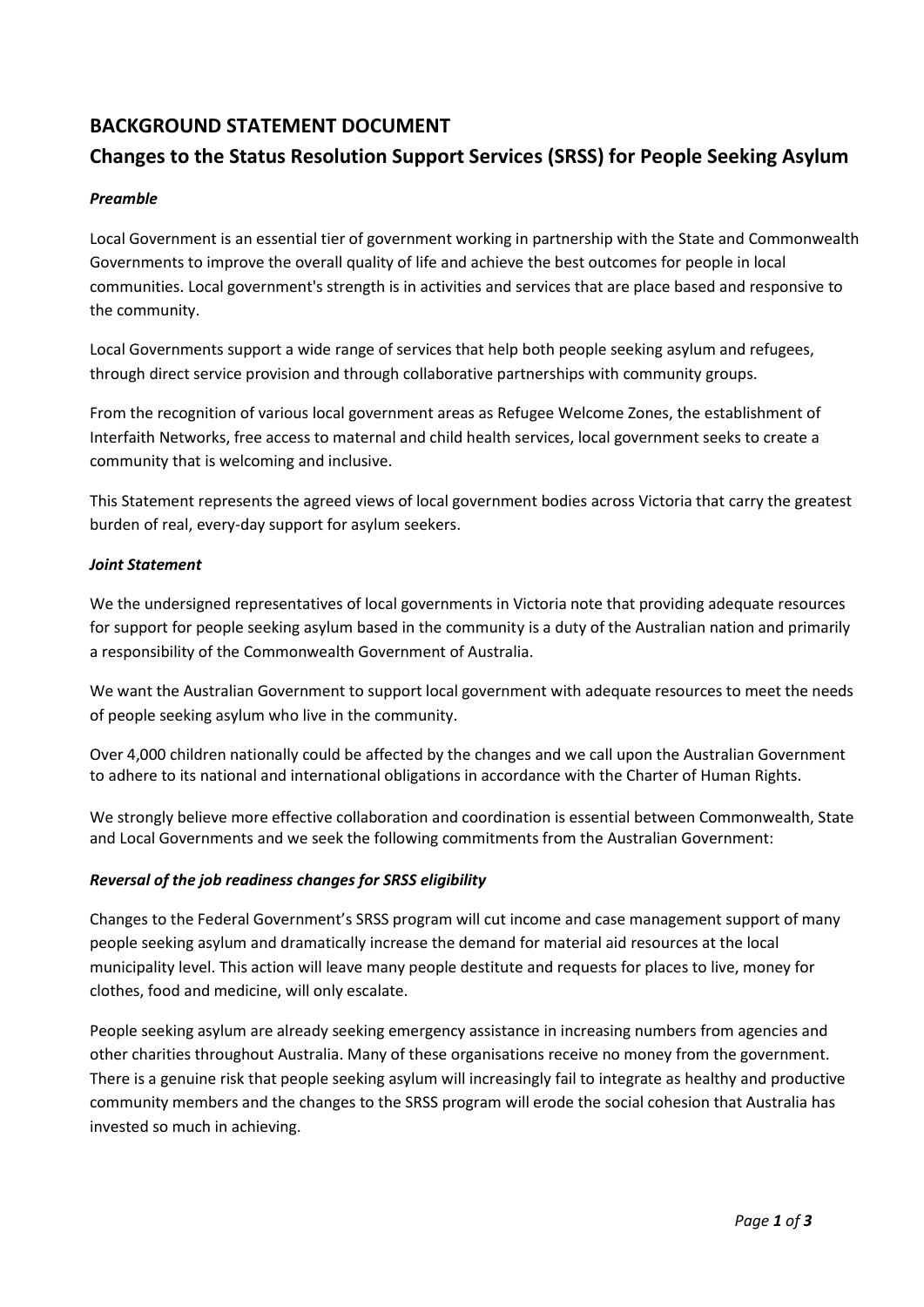# BACKGROUND STATEMENT DOCUMENT

## Changes to the Status Resolution Support Services (SRSS) for People Seeking Asylum

### *Preamble*

Local Government is an essential tier of government working in partnership with the State and Commonwealth Governments to improve the overall quality of life and achieve the best outcomes for people in local communities. Local government's strength is in activities and services that are place based and responsive to the community.

Local Governments support a wide range of services that help both people seeking asylum and refugees, through direct service provision and through collaborative partnerships with community groups.

From the recognition of various local government areas as Refugee Welcome Zones, the establishment of Interfaith Networks, free access to maternal and child health services, local government seeks to create a community that is welcoming and inclusive.

This Statement represents the agreed views of local government bodies across Victoria that carry the greatest burden of real, every-day support for asylum seekers.

### *Joint Statement*

We the undersigned representatives of local governments in Victoria note that providing adequate resources for support for people seeking asylum based in the community is a duty of the Australian nation and primarily a responsibility of the Commonwealth Government of Australia.

We want the Australian Government to support local government with adequate resources to meet the needs of people seeking asylum who live in the community.

Over 4,000 children nationally could be affected by the changes and we call upon the Australian Government to adhere to its national and international obligations in accordance with the Charter of Human Rights.

We strongly believe more effective collaboration and coordination is essential between Commonwealth, State and Local Governments and we seek the following commitments from the Australian Government:

### *Reversal of the job readiness changes for SRSS eligibility*

Changes to the Federal Government's SRSS program will cut income and case management support of many people seeking asylum and dramatically increase the demand for material aid resources at the local municipality level. This action will leave many people destitute and requests for places to live, money for clothes, food and medicine, will only escalate.

People seeking asylum are already seeking emergency assistance in increasing numbers from agencies and other charities throughout Australia. Many of these organisations receive no money from the government. There is a genuine risk that people seeking asylum will increasingly fail to integrate as healthy and productive community members and the changes to the SRSS program will erode the social cohesion that Australia has invested so much in achieving.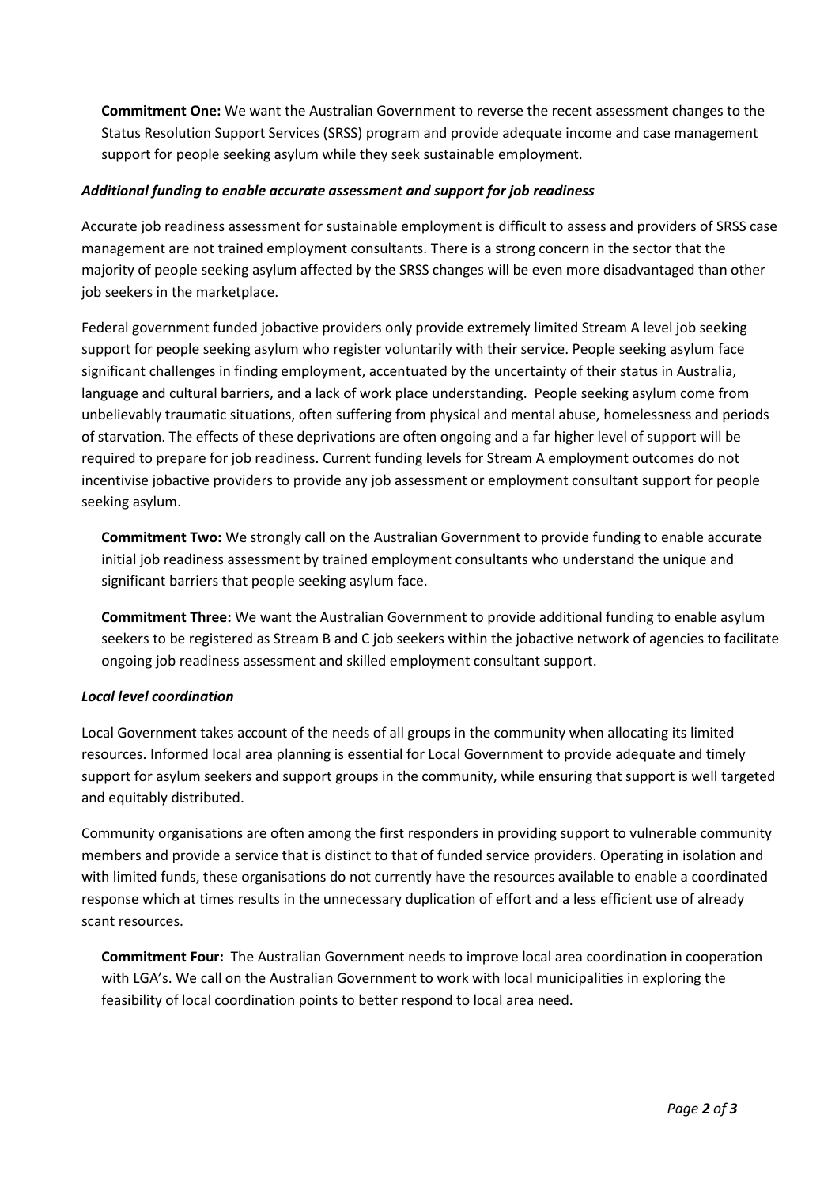**Commitment One:** We want the Australian Government to reverse the recent assessment changes to the Status Resolution Support Services (SRSS) program and provide adequate income and case management support for people seeking asylum while they seek sustainable employment.

***Additional funding to enable accurate assessment and support for job readiness***

Accurate job readiness assessment for sustainable employment is difficult to assess and providers of SRSS case management are not trained employment consultants. There is a strong concern in the sector that the majority of people seeking asylum affected by the SRSS changes will be even more disadvantaged than other job seekers in the marketplace.

Federal government funded jobactive providers only provide extremely limited Stream A level job seeking support for people seeking asylum who register voluntarily with their service. People seeking asylum face significant challenges in finding employment, accentuated by the uncertainty of their status in Australia, language and cultural barriers, and a lack of work place understanding. People seeking asylum come from unbelievably traumatic situations, often suffering from physical and mental abuse, homelessness and periods of starvation. The effects of these deprivations are often ongoing and a far higher level of support will be required to prepare for job readiness. Current funding levels for Stream A employment outcomes do not incentivise jobactive providers to provide any job assessment or employment consultant support for people seeking asylum.

**Commitment Two:** We strongly call on the Australian Government to provide funding to enable accurate initial job readiness assessment by trained employment consultants who understand the unique and significant barriers that people seeking asylum face.

**Commitment Three:** We want the Australian Government to provide additional funding to enable asylum seekers to be registered as Stream B and C job seekers within the jobactive network of agencies to facilitate ongoing job readiness assessment and skilled employment consultant support.

***Local level coordination***

Local Government takes account of the needs of all groups in the community when allocating its limited resources. Informed local area planning is essential for Local Government to provide adequate and timely support for asylum seekers and support groups in the community, while ensuring that support is well targeted and equitably distributed.

Community organisations are often among the first responders in providing support to vulnerable community members and provide a service that is distinct to that of funded service providers. Operating in isolation and with limited funds, these organisations do not currently have the resources available to enable a coordinated response which at times results in the unnecessary duplication of effort and a less efficient use of already scant resources.

**Commitment Four:** The Australian Government needs to improve local area coordination in cooperation with LGA's. We call on the Australian Government to work with local municipalities in exploring the feasibility of local coordination points to better respond to local area need.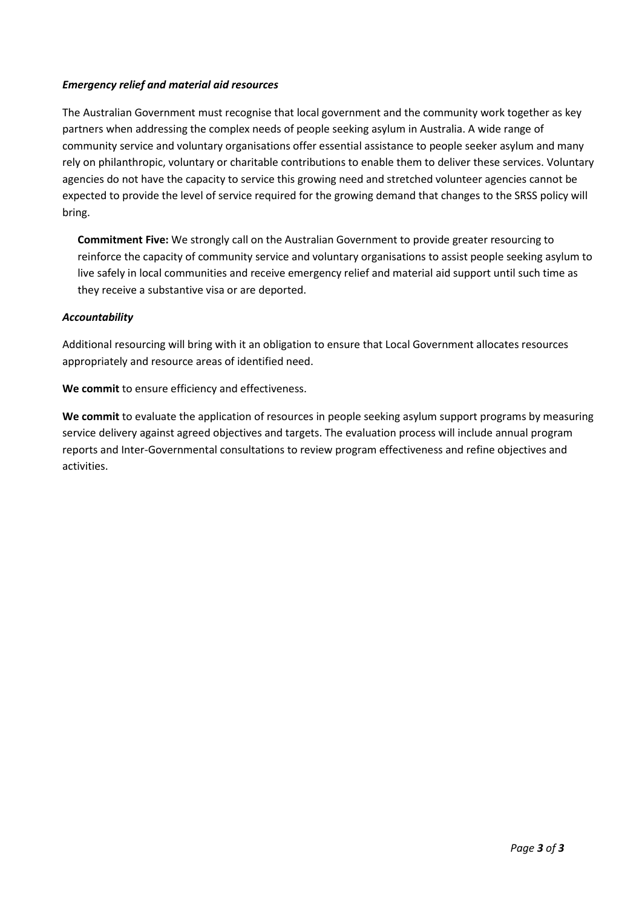***Emergency relief and material aid resources***

The Australian Government must recognise that local government and the community work together as key partners when addressing the complex needs of people seeking asylum in Australia. A wide range of community service and voluntary organisations offer essential assistance to people seeker asylum and many rely on philanthropic, voluntary or charitable contributions to enable them to deliver these services. Voluntary agencies do not have the capacity to service this growing need and stretched volunteer agencies cannot be expected to provide the level of service required for the growing demand that changes to the SRSS policy will bring.

> **Commitment Five:** We strongly call on the Australian Government to provide greater resourcing to reinforce the capacity of community service and voluntary organisations to assist people seeking asylum to live safely in local communities and receive emergency relief and material aid support until such time as they receive a substantive visa or are deported.

***Accountability***

Additional resourcing will bring with it an obligation to ensure that Local Government allocates resources appropriately and resource areas of identified need.

**We commit** to ensure efficiency and effectiveness.

**We commit** to evaluate the application of resources in people seeking asylum support programs by measuring service delivery against agreed objectives and targets. The evaluation process will include annual program reports and Inter-Governmental consultations to review program effectiveness and refine objectives and activities.